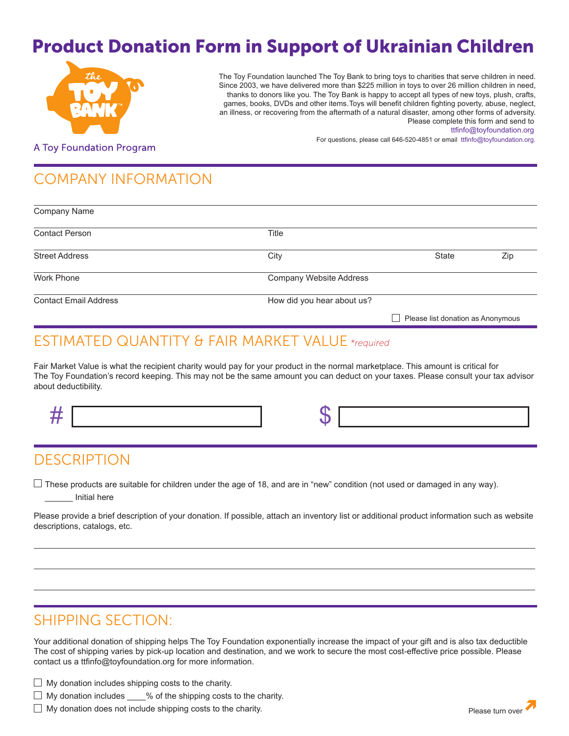# Product Donation Form in Support of Ukrainian Children

the TOY BANK™

A Toy Foundation Program

The Toy Foundation launched The Toy Bank to bring toys to charities that serve children in need. Since 2003, we have delivered more than $225 million in toys to over 26 million children in need, thanks to donors like you. The Toy Bank is happy to accept all types of new toys, plush, crafts, games, books, DVDs and other items.Toys will benefit children fighting poverty, abuse, neglect, an illness, or recovering from the aftermath of a natural disaster, among other forms of adversity. Please complete this form and send to ttfinfo@toyfoundation.org

For questions, please call 646-520-4851 or email ttfinfo@toyfoundation.org.

## COMPANY INFORMATION

Company Name

Contact Person | Title

Street Address | City | State | Zip

Work Phone | Company Website Address

Contact Email Address | How did you hear about us?

☐ Please list donation as Anonymous

## ESTIMATED QUANTITY & FAIR MARKET VALUE *required*

Fair Market Value is what the recipient charity would pay for your product in the normal marketplace. This amount is critical for The Toy Foundation's record keeping. This may not be the same amount you can deduct on your taxes. Please consult your tax advisor about deductibility.

# ________ $ ________

## DESCRIPTION

☐ These products are suitable for children under the age of 18, and are in "new" condition (not used or damaged in any way).

______ Initial here

Please provide a brief description of your donation. If possible, attach an inventory list or additional product information such as website descriptions, catalogs, etc.

## SHIPPING SECTION:

Your additional donation of shipping helps The Toy Foundation exponentially increase the impact of your gift and is also tax deductible The cost of shipping varies by pick-up location and destination, and we work to secure the most cost-effective price possible. Please contact us a ttfinfo@toyfoundation.org for more information.

☐ My donation includes shipping costs to the charity.

☐ My donation includes ____% of the shipping costs to the charity.

☐ My donation does not include shipping costs to the charity.

Please turn over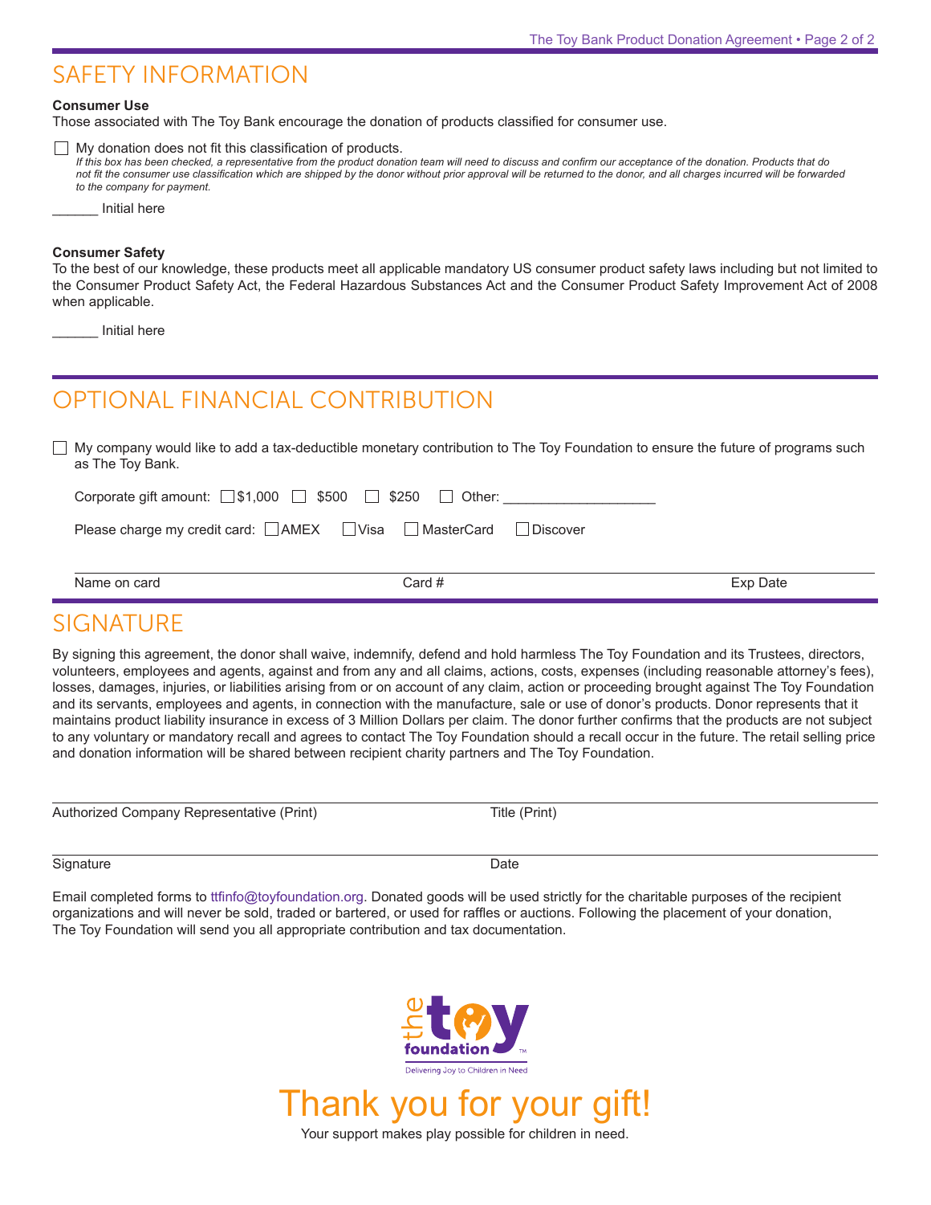## SAFETY INFORMATION

**Consumer Use**

Those associated with The Toy Bank encourage the donation of products classified for consumer use.

☐ My donation does not fit this classification of products.
*If this box has been checked, a representative from the product donation team will need to discuss and confirm our acceptance of the donation. Products that do not fit the consumer use classification which are shipped by the donor without prior approval will be returned to the donor, and all charges incurred will be forwarded to the company for payment.*

______ Initial here

**Consumer Safety**

To the best of our knowledge, these products meet all applicable mandatory US consumer product safety laws including but not limited to the Consumer Product Safety Act, the Federal Hazardous Substances Act and the Consumer Product Safety Improvement Act of 2008 when applicable.

______ Initial here

## OPTIONAL FINANCIAL CONTRIBUTION

☐ My company would like to add a tax-deductible monetary contribution to The Toy Foundation to ensure the future of programs such as The Toy Bank.

Corporate gift amount: ☐ $1,000 ☐ $500 ☐ $250 ☐ Other: ____________________

Please charge my credit card: ☐ AMEX ☐ Visa ☐ MasterCard ☐ Discover

Name on card ____________________ Card # ____________________ Exp Date ____________________

## SIGNATURE

By signing this agreement, the donor shall waive, indemnify, defend and hold harmless The Toy Foundation and its Trustees, directors, volunteers, employees and agents, against and from any and all claims, actions, costs, expenses (including reasonable attorney's fees), losses, damages, injuries, or liabilities arising from or on account of any claim, action or proceeding brought against The Toy Foundation and its servants, employees and agents, in connection with the manufacture, sale or use of donor's products. Donor represents that it maintains product liability insurance in excess of 3 Million Dollars per claim. The donor further confirms that the products are not subject to any voluntary or mandatory recall and agrees to contact The Toy Foundation should a recall occur in the future. The retail selling price and donation information will be shared between recipient charity partners and The Toy Foundation.

Authorized Company Representative (Print) ____________________ Title (Print) ____________________

Signature ____________________ Date ____________________

Email completed forms to ttfinfo@toyfoundation.org. Donated goods will be used strictly for the charitable purposes of the recipient organizations and will never be sold, traded or bartered, or used for raffles or auctions. Following the placement of your donation, The Toy Foundation will send you all appropriate contribution and tax documentation.

the toy foundation™
Delivering Joy to Children in Need

# Thank you for your gift!

Your support makes play possible for children in need.